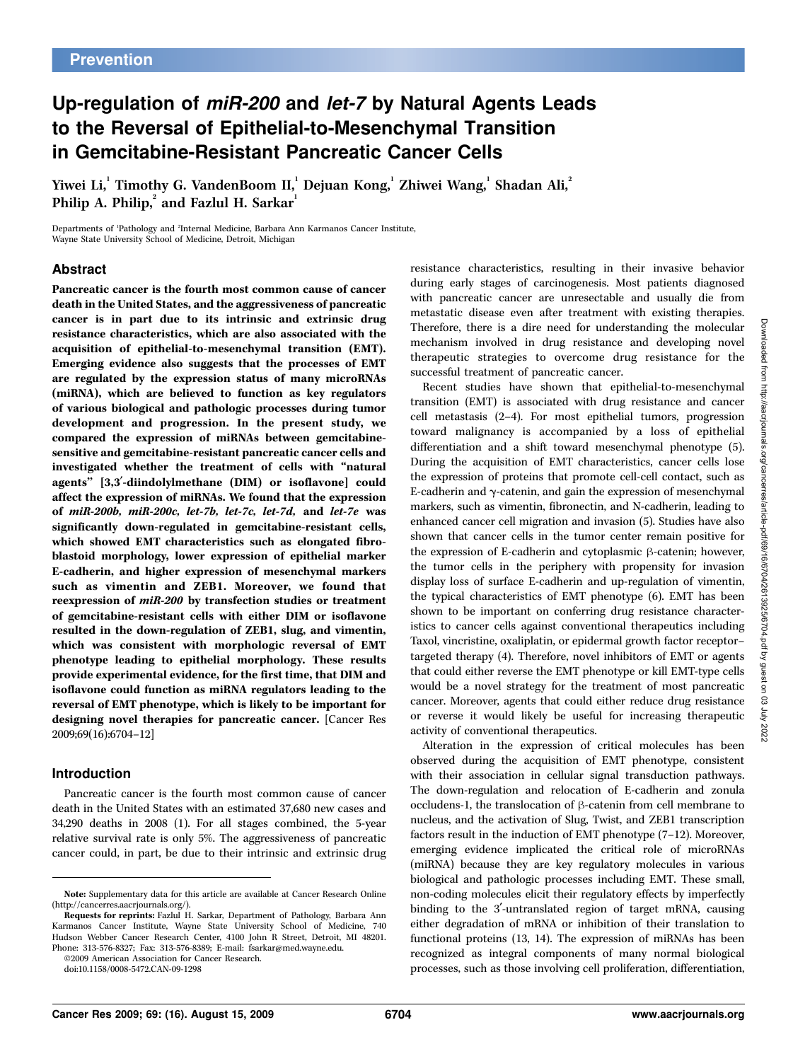Prevention

# Up-regulation of *miR-200* and *let-7* by Natural Agents Leads to the Reversal of Epithelial-to-Mesenchymal Transition in Gemcitabine-Resistant Pancreatic Cancer Cells

Yiwei Li,[1] Timothy G. VandenBoom II,[1] Dejuan Kong,[1] Zhiwei Wang,[1] Shadan Ali,[2] Philip A. Philip,[2] and Fazlul H. Sarkar[1]

Departments of [1]Pathology and [2]Internal Medicine, Barbara Ann Karmanos Cancer Institute, Wayne State University School of Medicine, Detroit, Michigan

## Abstract

**Pancreatic cancer is the fourth most common cause of cancer death in the United States, and the aggressiveness of pancreatic cancer is in part due to its intrinsic and extrinsic drug resistance characteristics, which are also associated with the acquisition of epithelial-to-mesenchymal transition (EMT). Emerging evidence also suggests that the processes of EMT are regulated by the expression status of many microRNAs (miRNA), which are believed to function as key regulators of various biological and pathologic processes during tumor development and progression. In the present study, we compared the expression of miRNAs between gemcitabine-sensitive and gemcitabine-resistant pancreatic cancer cells and investigated whether the treatment of cells with "natural agents" [3,3′-diindolylmethane (DIM) or isoflavone] could affect the expression of miRNAs. We found that the expression of *miR-200b, miR-200c, let-7b, let-7c, let-7d,* and *let-7e* was significantly down-regulated in gemcitabine-resistant cells, which showed EMT characteristics such as elongated fibroblastoid morphology, lower expression of epithelial marker E-cadherin, and higher expression of mesenchymal markers such as vimentin and ZEB1. Moreover, we found that reexpression of *miR-200* by transfection studies or treatment of gemcitabine-resistant cells with either DIM or isoflavone resulted in the down-regulation of ZEB1, slug, and vimentin, which was consistent with morphologic reversal of EMT phenotype leading to epithelial morphology. These results provide experimental evidence, for the first time, that DIM and isoflavone could function as miRNA regulators leading to the reversal of EMT phenotype, which is likely to be important for designing novel therapies for pancreatic cancer.** [Cancer Res 2009;69(16):6704–12]

## Introduction

Pancreatic cancer is the fourth most common cause of cancer death in the United States with an estimated 37,680 new cases and 34,290 deaths in 2008 (1). For all stages combined, the 5-year relative survival rate is only 5%. The aggressiveness of pancreatic cancer could, in part, be due to their intrinsic and extrinsic drug resistance characteristics, resulting in their invasive behavior during early stages of carcinogenesis. Most patients diagnosed with pancreatic cancer are unresectable and usually die from metastatic disease even after treatment with existing therapies. Therefore, there is a dire need for understanding the molecular mechanism involved in drug resistance and developing novel therapeutic strategies to overcome drug resistance for the successful treatment of pancreatic cancer.

Recent studies have shown that epithelial-to-mesenchymal transition (EMT) is associated with drug resistance and cancer cell metastasis (2–4). For most epithelial tumors, progression toward malignancy is accompanied by a loss of epithelial differentiation and a shift toward mesenchymal phenotype (5). During the acquisition of EMT characteristics, cancer cells lose the expression of proteins that promote cell-cell contact, such as E-cadherin and γ-catenin, and gain the expression of mesenchymal markers, such as vimentin, fibronectin, and N-cadherin, leading to enhanced cancer cell migration and invasion (5). Studies have also shown that cancer cells in the tumor center remain positive for the expression of E-cadherin and cytoplasmic β-catenin; however, the tumor cells in the periphery with propensity for invasion display loss of surface E-cadherin and up-regulation of vimentin, the typical characteristics of EMT phenotype (6). EMT has been shown to be important on conferring drug resistance characteristics to cancer cells against conventional therapeutics including Taxol, vincristine, oxaliplatin, or epidermal growth factor receptor–targeted therapy (4). Therefore, novel inhibitors of EMT or agents that could either reverse the EMT phenotype or kill EMT-type cells would be a novel strategy for the treatment of most pancreatic cancer. Moreover, agents that could either reduce drug resistance or reverse it would likely be useful for increasing therapeutic activity of conventional therapeutics.

Alteration in the expression of critical molecules has been observed during the acquisition of EMT phenotype, consistent with their association in cellular signal transduction pathways. The down-regulation and relocation of E-cadherin and zonula occludens-1, the translocation of β-catenin from cell membrane to nucleus, and the activation of Slug, Twist, and ZEB1 transcription factors result in the induction of EMT phenotype (7–12). Moreover, emerging evidence implicated the critical role of microRNAs (miRNA) because they are key regulatory molecules in various biological and pathologic processes including EMT. These small, non-coding molecules elicit their regulatory effects by imperfectly binding to the 3′-untranslated region of target mRNA, causing either degradation of mRNA or inhibition of their translation to functional proteins (13, 14). The expression of miRNAs has been recognized as integral components of many normal biological processes, such as those involving cell proliferation, differentiation,

**Note:** Supplementary data for this article are available at Cancer Research Online (http://cancerres.aacrjournals.org/).

**Requests for reprints:** Fazlul H. Sarkar, Department of Pathology, Barbara Ann Karmanos Cancer Institute, Wayne State University School of Medicine, 740 Hudson Webber Cancer Research Center, 4100 John R Street, Detroit, MI 48201. Phone: 313-576-8327; Fax: 313-576-8389; E-mail: fsarkar@med.wayne.edu.

©2009 American Association for Cancer Research.

doi:10.1158/0008-5472.CAN-09-1298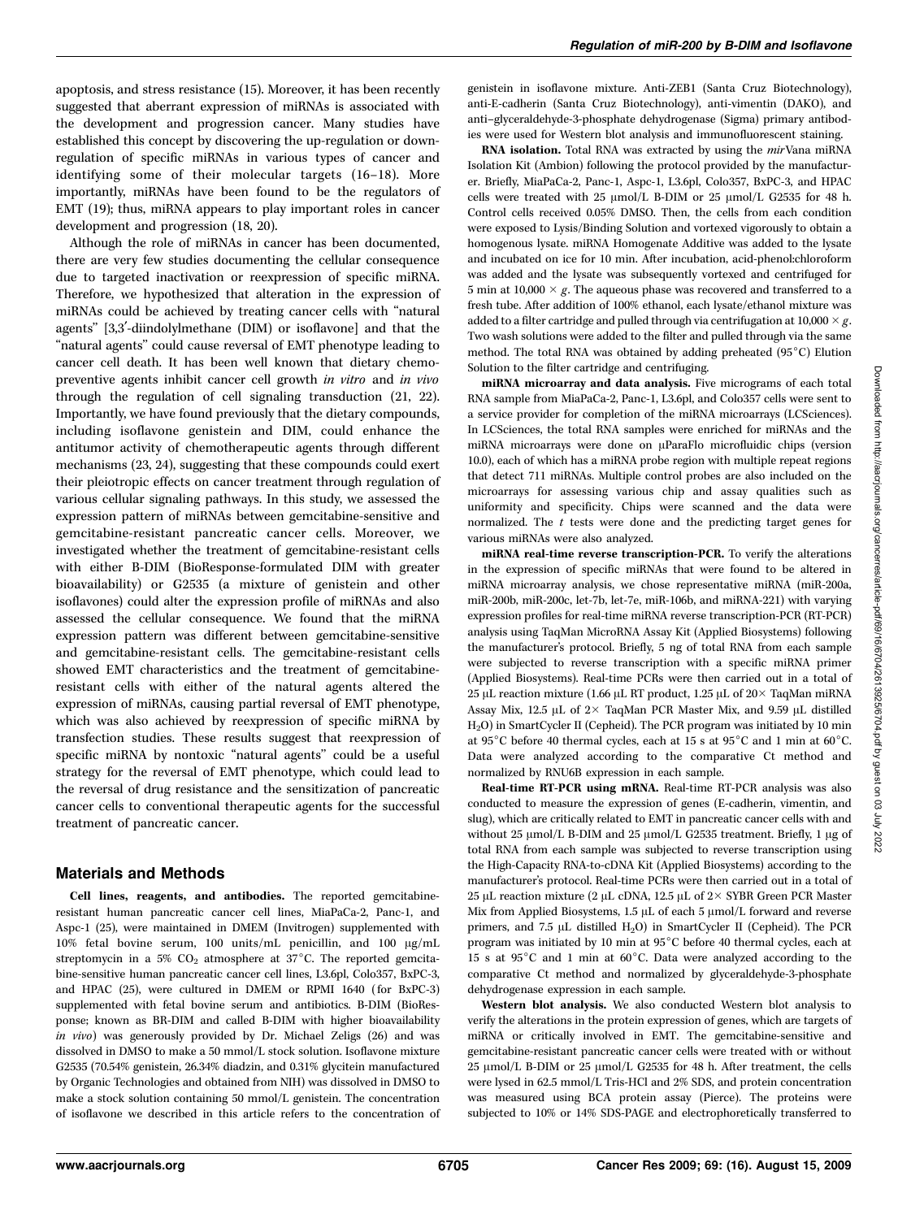apoptosis, and stress resistance (15). Moreover, it has been recently suggested that aberrant expression of miRNAs is associated with the development and progression cancer. Many studies have established this concept by discovering the up-regulation or down-regulation of specific miRNAs in various types of cancer and identifying some of their molecular targets (16–18). More importantly, miRNAs have been found to be the regulators of EMT (19); thus, miRNA appears to play important roles in cancer development and progression (18, 20).

Although the role of miRNAs in cancer has been documented, there are very few studies documenting the cellular consequence due to targeted inactivation or reexpression of specific miRNA. Therefore, we hypothesized that alteration in the expression of miRNAs could be achieved by treating cancer cells with "natural agents" [3,3′-diindolylmethane (DIM) or isoflavone] and that the "natural agents" could cause reversal of EMT phenotype leading to cancer cell death. It has been well known that dietary chemopreventive agents inhibit cancer cell growth *in vitro* and *in vivo* through the regulation of cell signaling transduction (21, 22). Importantly, we have found previously that the dietary compounds, including isoflavone genistein and DIM, could enhance the antitumor activity of chemotherapeutic agents through different mechanisms (23, 24), suggesting that these compounds could exert their pleiotropic effects on cancer treatment through regulation of various cellular signaling pathways. In this study, we assessed the expression pattern of miRNAs between gemcitabine-sensitive and gemcitabine-resistant pancreatic cancer cells. Moreover, we investigated whether the treatment of gemcitabine-resistant cells with either B-DIM (BioResponse-formulated DIM with greater bioavailability) or G2535 (a mixture of genistein and other isoflavones) could alter the expression profile of miRNAs and also assessed the cellular consequence. We found that the miRNA expression pattern was different between gemcitabine-sensitive and gemcitabine-resistant cells. The gemcitabine-resistant cells showed EMT characteristics and the treatment of gemcitabine-resistant cells with either of the natural agents altered the expression of miRNAs, causing partial reversal of EMT phenotype, which was also achieved by reexpression of specific miRNA by transfection studies. These results suggest that reexpression of specific miRNA by nontoxic "natural agents" could be a useful strategy for the reversal of EMT phenotype, which could lead to the reversal of drug resistance and the sensitization of pancreatic cancer cells to conventional therapeutic agents for the successful treatment of pancreatic cancer.

## Materials and Methods

**Cell lines, reagents, and antibodies.** The reported gemcitabine-resistant human pancreatic cancer cell lines, MiaPaCa-2, Panc-1, and Aspc-1 (25), were maintained in DMEM (Invitrogen) supplemented with 10% fetal bovine serum, 100 units/mL penicillin, and 100 μg/mL streptomycin in a 5% $CO_2$ atmosphere at 37°C. The reported gemcitabine-sensitive human pancreatic cancer cell lines, L3.6pl, Colo357, BxPC-3, and HPAC (25), were cultured in DMEM or RPMI 1640 (for BxPC-3) supplemented with fetal bovine serum and antibiotics. B-DIM (BioResponse; known as BR-DIM and called B-DIM with higher bioavailability *in vivo*) was generously provided by Dr. Michael Zeligs (26) and was dissolved in DMSO to make a 50 mmol/L stock solution. Isoflavone mixture G2535 (70.54% genistein, 26.34% diadzin, and 0.31% glycitein manufactured by Organic Technologies and obtained from NIH) was dissolved in DMSO to make a stock solution containing 50 mmol/L genistein. The concentration of isoflavone we described in this article refers to the concentration of genistein in isoflavone mixture. Anti-ZEB1 (Santa Cruz Biotechnology), anti-E-cadherin (Santa Cruz Biotechnology), anti-vimentin (DAKO), and anti–glyceraldehyde-3-phosphate dehydrogenase (Sigma) primary antibodies were used for Western blot analysis and immunofluorescent staining.

**RNA isolation.** Total RNA was extracted by using the *mir*Vana miRNA Isolation Kit (Ambion) following the protocol provided by the manufacturer. Briefly, MiaPaCa-2, Panc-1, Aspc-1, L3.6pl, Colo357, BxPC-3, and HPAC cells were treated with 25 μmol/L B-DIM or 25 μmol/L G2535 for 48 h. Control cells received 0.05% DMSO. Then, the cells from each condition were exposed to Lysis/Binding Solution and vortexed vigorously to obtain a homogenous lysate. miRNA Homogenate Additive was added to the lysate and incubated on ice for 10 min. After incubation, acid-phenol:chloroform was added and the lysate was subsequently vortexed and centrifuged for 5 min at 10,000 × *g*. The aqueous phase was recovered and transferred to a fresh tube. After addition of 100% ethanol, each lysate/ethanol mixture was added to a filter cartridge and pulled through via centrifugation at 10,000 × *g*. Two wash solutions were added to the filter and pulled through via the same method. The total RNA was obtained by adding preheated (95°C) Elution Solution to the filter cartridge and centrifuging.

**miRNA microarray and data analysis.** Five micrograms of each total RNA sample from MiaPaCa-2, Panc-1, L3.6pl, and Colo357 cells were sent to a service provider for completion of the miRNA microarrays (LCSciences). In LCSciences, the total RNA samples were enriched for miRNAs and the miRNA microarrays were done on μParaFlo microfluidic chips (version 10.0), each of which has a miRNA probe region with multiple repeat regions that detect 711 miRNAs. Multiple control probes are also included on the microarrays for assessing various chip and assay qualities such as uniformity and specificity. Chips were scanned and the data were normalized. The *t* tests were done and the predicting target genes for various miRNAs were also analyzed.

**miRNA real-time reverse transcription-PCR.** To verify the alterations in the expression of specific miRNAs that were found to be altered in miRNA microarray analysis, we chose representative miRNA (miR-200a, miR-200b, miR-200c, let-7b, let-7e, miR-106b, and miRNA-221) with varying expression profiles for real-time miRNA reverse transcription-PCR (RT-PCR) analysis using TaqMan MicroRNA Assay Kit (Applied Biosystems) following the manufacturer's protocol. Briefly, 5 ng of total RNA from each sample were subjected to reverse transcription with a specific miRNA primer (Applied Biosystems). Real-time PCRs were then carried out in a total of 25 μL reaction mixture (1.66 μL RT product, 1.25 μL of 20× TaqMan miRNA Assay Mix, 12.5 μL of 2× TaqMan PCR Master Mix, and 9.59 μL distilled $H_2O$) in SmartCycler II (Cepheid). The PCR program was initiated by 10 min at 95°C before 40 thermal cycles, each at 15 s at 95°C and 1 min at 60°C. Data were analyzed according to the comparative Ct method and normalized by RNU6B expression in each sample.

**Real-time RT-PCR using mRNA.** Real-time RT-PCR analysis was also conducted to measure the expression of genes (E-cadherin, vimentin, and slug), which are critically related to EMT in pancreatic cancer cells with and without 25 μmol/L B-DIM and 25 μmol/L G2535 treatment. Briefly, 1 μg of total RNA from each sample was subjected to reverse transcription using the High-Capacity RNA-to-cDNA Kit (Applied Biosystems) according to the manufacturer's protocol. Real-time PCRs were then carried out in a total of 25 μL reaction mixture (2 μL cDNA, 12.5 μL of 2× SYBR Green PCR Master Mix from Applied Biosystems, 1.5 μL of each 5 μmol/L forward and reverse primers, and 7.5 μL distilled $H_2O$) in SmartCycler II (Cepheid). The PCR program was initiated by 10 min at 95°C before 40 thermal cycles, each at 15 s at 95°C and 1 min at 60°C. Data were analyzed according to the comparative Ct method and normalized by glyceraldehyde-3-phosphate dehydrogenase expression in each sample.

**Western blot analysis.** We also conducted Western blot analysis to verify the alterations in the protein expression of genes, which are targets of miRNA or critically involved in EMT. The gemcitabine-sensitive and gemcitabine-resistant pancreatic cancer cells were treated with or without 25 μmol/L B-DIM or 25 μmol/L G2535 for 48 h. After treatment, the cells were lysed in 62.5 mmol/L Tris-HCl and 2% SDS, and protein concentration was measured using BCA protein assay (Pierce). The proteins were subjected to 10% or 14% SDS-PAGE and electrophoretically transferred to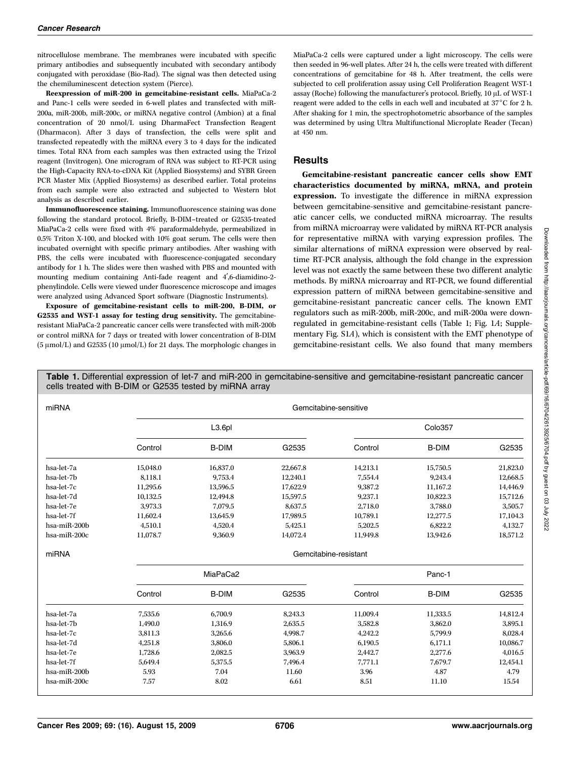nitrocellulose membrane. The membranes were incubated with specific primary antibodies and subsequently incubated with secondary antibody conjugated with peroxidase (Bio-Rad). The signal was then detected using the chemiluminescent detection system (Pierce).

**Reexpression of miR-200 in gemcitabine-resistant cells.** MiaPaCa-2 and Panc-1 cells were seeded in 6-well plates and transfected with miR-200a, miR-200b, miR-200c, or miRNA negative control (Ambion) at a final concentration of 20 nmol/L using DharmaFect Transfection Reagent (Dharmacon). After 3 days of transfection, the cells were split and transfected repeatedly with the miRNA every 3 to 4 days for the indicated times. Total RNA from each samples was then extracted using the Trizol reagent (Invitrogen). One microgram of RNA was subject to RT-PCR using the High-Capacity RNA-to-cDNA Kit (Applied Biosystems) and SYBR Green PCR Master Mix (Applied Biosystems) as described earlier. Total proteins from each sample were also extracted and subjected to Western blot analysis as described earlier.

**Immunofluorescence staining.** Immunofluorescence staining was done following the standard protocol. Briefly, B-DIM–treated or G2535-treated MiaPaCa-2 cells were fixed with 4% paraformaldehyde, permeabilized in 0.5% Triton X-100, and blocked with 10% goat serum. The cells were then incubated overnight with specific primary antibodies. After washing with PBS, the cells were incubated with fluorescence-conjugated secondary antibody for 1 h. The slides were then washed with PBS and mounted with mounting medium containing Anti-fade reagent and 4′,6-diamidino-2-phenylindole. Cells were viewed under fluorescence microscope and images were analyzed using Advanced Sport software (Diagnostic Instruments).

**Exposure of gemcitabine-resistant cells to miR-200, B-DIM, or G2535 and WST-1 assay for testing drug sensitivity.** The gemcitabine-resistant MiaPaCa-2 pancreatic cancer cells were transfected with miR-200b or control miRNA for 7 days or treated with lower concentration of B-DIM (5 μmol/L) and G2535 (10 μmol/L) for 21 days. The morphologic changes in MiaPaCa-2 cells were captured under a light microscopy. The cells were then seeded in 96-well plates. After 24 h, the cells were treated with different concentrations of gemcitabine for 48 h. After treatment, the cells were subjected to cell proliferation assay using Cell Proliferation Reagent WST-1 assay (Roche) following the manufacturer's protocol. Briefly, 10 μL of WST-1 reagent were added to the cells in each well and incubated at 37°C for 2 h. After shaking for 1 min, the spectrophotometric absorbance of the samples was determined by using Ultra Multifunctional Microplate Reader (Tecan) at 450 nm.

## Results

**Gemcitabine-resistant pancreatic cancer cells show EMT characteristics documented by miRNA, mRNA, and protein expression.** To investigate the difference in miRNA expression between gemcitabine-sensitive and gemcitabine-resistant pancreatic cancer cells, we conducted miRNA microarray. The results from miRNA microarray were validated by miRNA RT-PCR analysis for representative miRNA with varying expression profiles. The similar alternations of miRNA expression were observed by real-time RT-PCR analysis, although the fold change in the expression level was not exactly the same between these two different analytic methods. By miRNA microarray and RT-PCR, we found differential expression pattern of miRNA between gemcitabine-sensitive and gemcitabine-resistant pancreatic cancer cells. The known EMT regulators such as miR-200b, miR-200c, and miR-200a were down-regulated in gemcitabine-resistant cells (Table 1; Fig. 1*A*; Supplementary Fig. S1*A*), which is consistent with the EMT phenotype of gemcitabine-resistant cells. We also found that many members

**Table 1.** Differential expression of let-7 and miR-200 in gemcitabine-sensitive and gemcitabine-resistant pancreatic cancer cells treated with B-DIM or G2535 tested by miRNA array

| miRNA | Gemcitabine-sensitive | | | | | |
|---|---|---|---|---|---|---|
| | L3.6pl | | | Colo357 | | |
| | Control | B-DIM | G2535 | Control | B-DIM | G2535 |
| hsa-let-7a | 15,048.0 | 16,837.0 | 22,667.8 | 14,213.1 | 15,750.5 | 21,823.0 |
| hsa-let-7b | 8,118.1 | 9,753.4 | 12,240.1 | 7,554.4 | 9,243.4 | 12,668.5 |
| hsa-let-7c | 11,295.6 | 13,596.5 | 17,622.9 | 9,387.2 | 11,167.2 | 14,446.9 |
| hsa-let-7d | 10,132.5 | 12,494.8 | 15,597.5 | 9,237.1 | 10,822.3 | 15,712.6 |
| hsa-let-7e | 3,973.3 | 7,079.5 | 8,637.5 | 2,718.0 | 3,788.0 | 3,505.7 |
| hsa-let-7f | 11,602.4 | 13,645.9 | 17,989.5 | 10,789.1 | 12,277.5 | 17,104.3 |
| hsa-miR-200b | 4,510.1 | 4,520.4 | 5,425.1 | 5,202.5 | 6,822.2 | 4,132.7 |
| hsa-miR-200c | 11,078.7 | 9,360.9 | 14,072.4 | 11,949.8 | 13,942.6 | 18,571.2 |
| **miRNA** | **Gemcitabine-resistant** | | | | | |
| | MiaPaCa2 | | | Panc-1 | | |
| | Control | B-DIM | G2535 | Control | B-DIM | G2535 |
| hsa-let-7a | 7,535.6 | 6,700.9 | 8,243.3 | 11,009.4 | 11,333.5 | 14,812.4 |
| hsa-let-7b | 1,490.0 | 1,316.9 | 2,635.5 | 3,582.8 | 3,862.0 | 3,895.1 |
| hsa-let-7c | 3,811.3 | 3,265.6 | 4,998.7 | 4,242.2 | 5,799.9 | 8,028.4 |
| hsa-let-7d | 4,251.8 | 3,806.0 | 5,806.1 | 6,190.5 | 6,171.1 | 10,086.7 |
| hsa-let-7e | 1,728.6 | 2,082.5 | 3,963.9 | 2,442.7 | 2,277.6 | 4,016.5 |
| hsa-let-7f | 5,649.4 | 5,375.5 | 7,496.4 | 7,771.1 | 7,679.7 | 12,454.1 |
| hsa-miR-200b | 5.93 | 7.04 | 11.60 | 3.96 | 4.87 | 4.79 |
| hsa-miR-200c | 7.57 | 8.02 | 6.61 | 8.51 | 11.10 | 15.54 |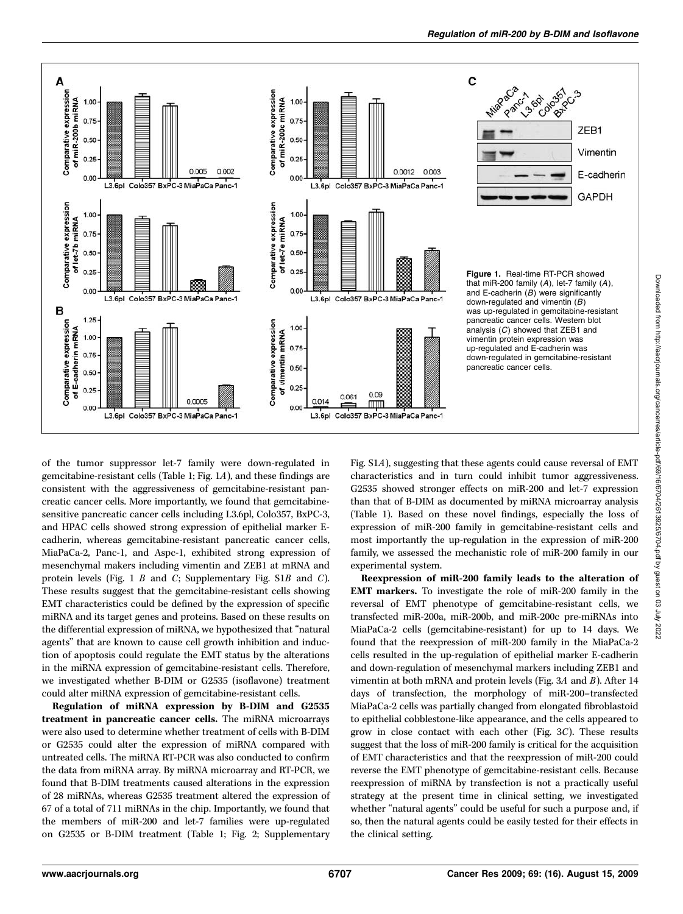Figure 1. Real-time RT-PCR showed that miR-200 family (A), let-7 family (A), and E-cadherin (B) were significantly down-regulated and vimentin (B) was up-regulated in gemcitabine-resistant pancreatic cancer cells. Western blot analysis (C) showed that ZEB1 and vimentin protein expression was up-regulated and E-cadherin was down-regulated in gemcitabine-resistant pancreatic cancer cells.

of the tumor suppressor let-7 family were down-regulated in gemcitabine-resistant cells (Table 1; Fig. 1A), and these findings are consistent with the aggressiveness of gemcitabine-resistant pancreatic cancer cells. More importantly, we found that gemcitabine-sensitive pancreatic cancer cells including L3.6pl, Colo357, BxPC-3, and HPAC cells showed strong expression of epithelial marker E-cadherin, whereas gemcitabine-resistant pancreatic cancer cells, MiaPaCa-2, Panc-1, and Aspc-1, exhibited strong expression of mesenchymal makers including vimentin and ZEB1 at mRNA and protein levels (Fig. 1 B and C; Supplementary Fig. S1B and C). These results suggest that the gemcitabine-resistant cells showing EMT characteristics could be defined by the expression of specific miRNA and its target genes and proteins. Based on these results on the differential expression of miRNA, we hypothesized that "natural agents" that are known to cause cell growth inhibition and induction of apoptosis could regulate the EMT status by the alterations in the miRNA expression of gemcitabine-resistant cells. Therefore, we investigated whether B-DIM or G2535 (isoflavone) treatment could alter miRNA expression of gemcitabine-resistant cells.

**Regulation of miRNA expression by B-DIM and G2535 treatment in pancreatic cancer cells.** The miRNA microarrays were also used to determine whether treatment of cells with B-DIM or G2535 could alter the expression of miRNA compared with untreated cells. The miRNA RT-PCR was also conducted to confirm the data from miRNA array. By miRNA microarray and RT-PCR, we found that B-DIM treatments caused alterations in the expression of 28 miRNAs, whereas G2535 treatment altered the expression of 67 of a total of 711 miRNAs in the chip. Importantly, we found that the members of miR-200 and let-7 families were up-regulated on G2535 or B-DIM treatment (Table 1; Fig. 2; Supplementary Fig. S1A), suggesting that these agents could cause reversal of EMT characteristics and in turn could inhibit tumor aggressiveness. G2535 showed stronger effects on miR-200 and let-7 expression than that of B-DIM as documented by miRNA microarray analysis (Table 1). Based on these novel findings, especially the loss of expression of miR-200 family in gemcitabine-resistant cells and most importantly the up-regulation in the expression of miR-200 family, we assessed the mechanistic role of miR-200 family in our experimental system.

**Reexpression of miR-200 family leads to the alteration of EMT markers.** To investigate the role of miR-200 family in the reversal of EMT phenotype of gemcitabine-resistant cells, we transfected miR-200a, miR-200b, and miR-200c pre-miRNAs into MiaPaCa-2 cells (gemcitabine-resistant) for up to 14 days. We found that the reexpression of miR-200 family in the MiaPaCa-2 cells resulted in the up-regulation of epithelial marker E-cadherin and down-regulation of mesenchymal markers including ZEB1 and vimentin at both mRNA and protein levels (Fig. 3A and B). After 14 days of transfection, the morphology of miR-200–transfected MiaPaCa-2 cells was partially changed from elongated fibroblastoid to epithelial cobblestone-like appearance, and the cells appeared to grow in close contact with each other (Fig. 3C). These results suggest that the loss of miR-200 family is critical for the acquisition of EMT characteristics and that the reexpression of miR-200 could reverse the EMT phenotype of gemcitabine-resistant cells. Because reexpression of miRNA by transfection is not a practically useful strategy at the present time in clinical setting, we investigated whether "natural agents" could be useful for such a purpose and, if so, then the natural agents could be easily tested for their effects in the clinical setting.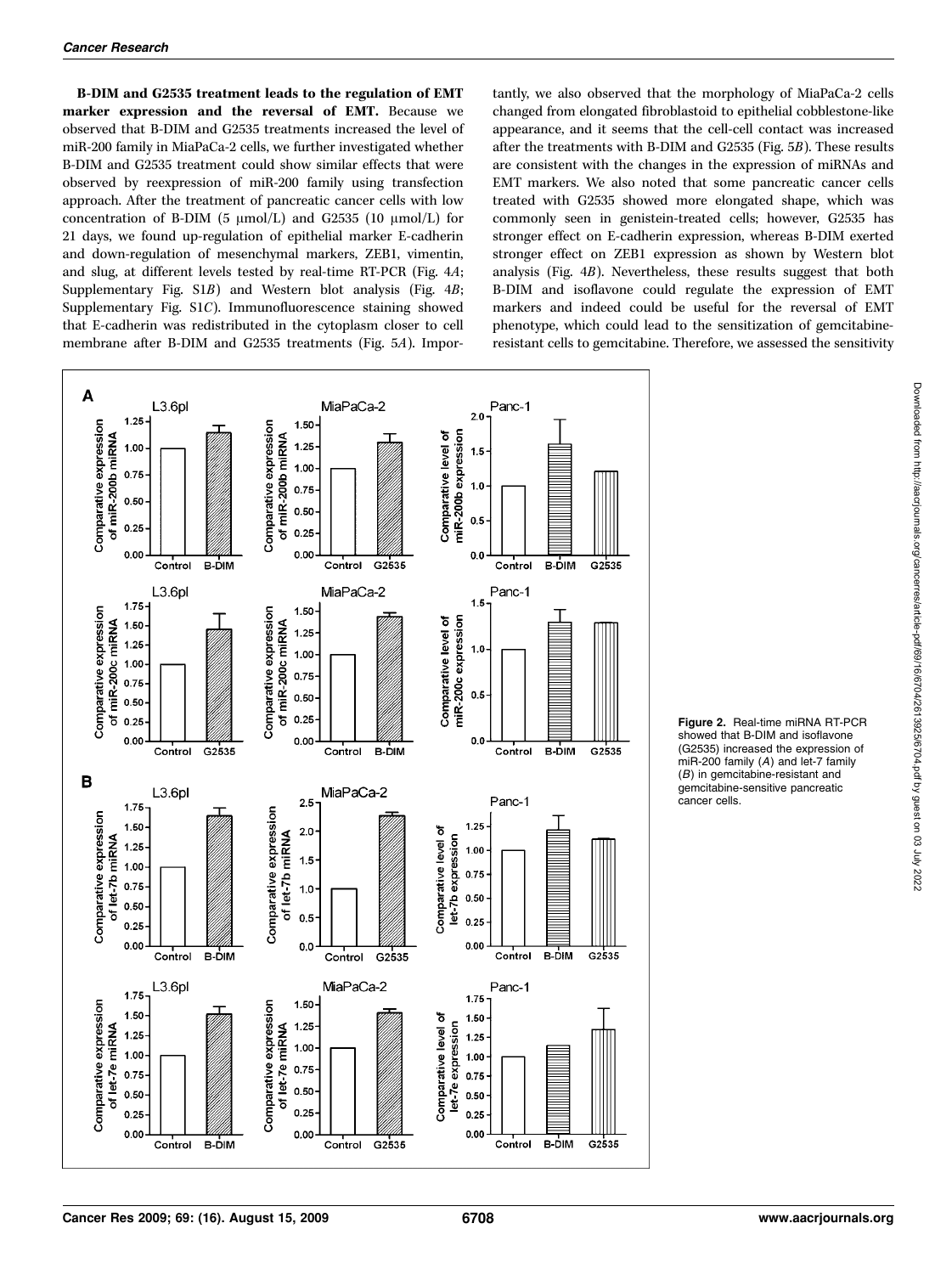**B-DIM and G2535 treatment leads to the regulation of EMT marker expression and the reversal of EMT.** Because we observed that B-DIM and G2535 treatments increased the level of miR-200 family in MiaPaCa-2 cells, we further investigated whether B-DIM and G2535 treatment could show similar effects that were observed by reexpression of miR-200 family using transfection approach. After the treatment of pancreatic cancer cells with low concentration of B-DIM (5 μmol/L) and G2535 (10 μmol/L) for 21 days, we found up-regulation of epithelial marker E-cadherin and down-regulation of mesenchymal markers, ZEB1, vimentin, and slug, at different levels tested by real-time RT-PCR (Fig. 4*A*; Supplementary Fig. S1*B*) and Western blot analysis (Fig. 4*B*; Supplementary Fig. S1*C*). Immunofluorescence staining showed that E-cadherin was redistributed in the cytoplasm closer to cell membrane after B-DIM and G2535 treatments (Fig. 5*A*). Importantly, we also observed that the morphology of MiaPaCa-2 cells changed from elongated fibroblastoid to epithelial cobblestone-like appearance, and it seems that the cell-cell contact was increased after the treatments with B-DIM and G2535 (Fig. 5*B*). These results are consistent with the changes in the expression of miRNAs and EMT markers. We also noted that some pancreatic cancer cells treated with G2535 showed more elongated shape, which was commonly seen in genistein-treated cells; however, G2535 has stronger effect on E-cadherin expression, whereas B-DIM exerted stronger effect on ZEB1 expression as shown by Western blot analysis (Fig. 4*B*). Nevertheless, these results suggest that both B-DIM and isoflavone could regulate the expression of EMT markers and indeed could be useful for the reversal of EMT phenotype, which could lead to the sensitization of gemcitabine-resistant cells to gemcitabine. Therefore, we assessed the sensitivity

**Figure 2.** Real-time miRNA RT-PCR showed that B-DIM and isoflavone (G2535) increased the expression of miR-200 family (*A*) and let-7 family (*B*) in gemcitabine-resistant and gemcitabine-sensitive pancreatic cancer cells.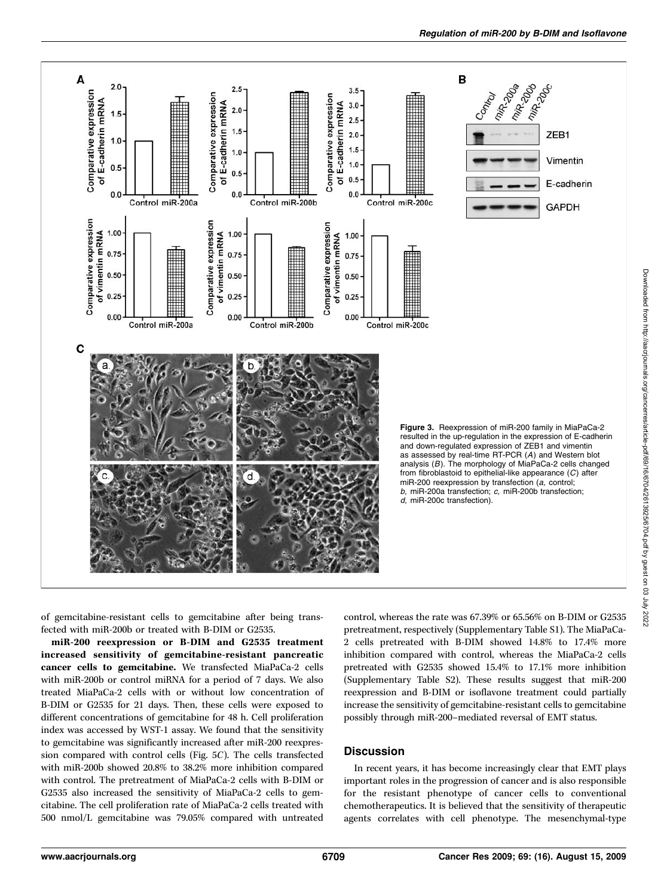**Figure 3.** Reexpression of miR-200 family in MiaPaCa-2 resulted in the up-regulation in the expression of E-cadherin and down-regulated expression of ZEB1 and vimentin as assessed by real-time RT-PCR (*A*) and Western blot analysis (*B*). The morphology of MiaPaCa-2 cells changed from fibroblastoid to epithelial-like appearance (*C*) after miR-200 reexpression by transfection (*a,* control; *b,* miR-200a transfection; *c,* miR-200b transfection; *d,* miR-200c transfection).

of gemcitabine-resistant cells to gemcitabine after being transfected with miR-200b or treated with B-DIM or G2535.

**miR-200 reexpression or B-DIM and G2535 treatment increased sensitivity of gemcitabine-resistant pancreatic cancer cells to gemcitabine.** We transfected MiaPaCa-2 cells with miR-200b or control miRNA for a period of 7 days. We also treated MiaPaCa-2 cells with or without low concentration of B-DIM or G2535 for 21 days. Then, these cells were exposed to different concentrations of gemcitabine for 48 h. Cell proliferation index was accessed by WST-1 assay. We found that the sensitivity to gemcitabine was significantly increased after miR-200 reexpression compared with control cells (Fig. 5*C*). The cells transfected with miR-200b showed 20.8% to 38.2% more inhibition compared with control. The pretreatment of MiaPaCa-2 cells with B-DIM or G2535 also increased the sensitivity of MiaPaCa-2 cells to gemcitabine. The cell proliferation rate of MiaPaCa-2 cells treated with 500 nmol/L gemcitabine was 79.05% compared with untreated control, whereas the rate was 67.39% or 65.56% on B-DIM or G2535 pretreatment, respectively (Supplementary Table S1). The MiaPaCa-2 cells pretreated with B-DIM showed 14.8% to 17.4% more inhibition compared with control, whereas the MiaPaCa-2 cells pretreated with G2535 showed 15.4% to 17.1% more inhibition (Supplementary Table S2). These results suggest that miR-200 reexpression and B-DIM or isoflavone treatment could partially increase the sensitivity of gemcitabine-resistant cells to gemcitabine possibly through miR-200–mediated reversal of EMT status.

## Discussion

In recent years, it has become increasingly clear that EMT plays important roles in the progression of cancer and is also responsible for the resistant phenotype of cancer cells to conventional chemotherapeutics. It is believed that the sensitivity of therapeutic agents correlates with cell phenotype. The mesenchymal-type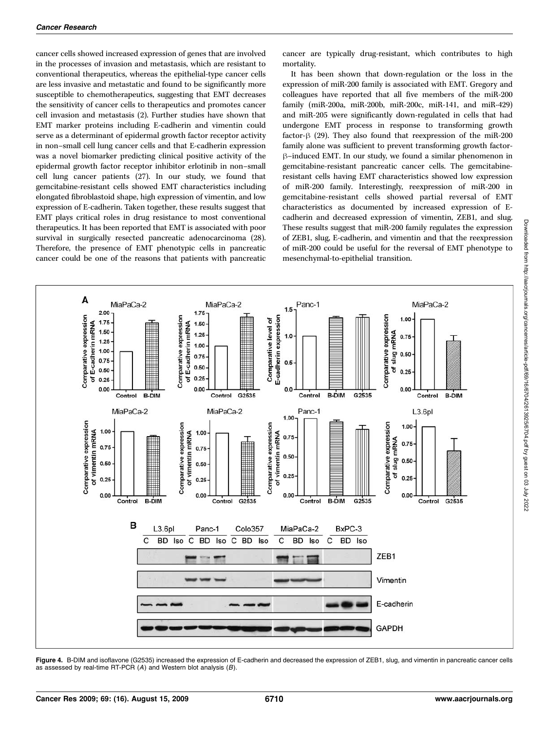cancer cells showed increased expression of genes that are involved in the processes of invasion and metastasis, which are resistant to conventional therapeutics, whereas the epithelial-type cancer cells are less invasive and metastatic and found to be significantly more susceptible to chemotherapeutics, suggesting that EMT decreases the sensitivity of cancer cells to therapeutics and promotes cancer cell invasion and metastasis (2). Further studies have shown that EMT marker proteins including E-cadherin and vimentin could serve as a determinant of epidermal growth factor receptor activity in non–small cell lung cancer cells and that E-cadherin expression was a novel biomarker predicting clinical positive activity of the epidermal growth factor receptor inhibitor erlotinib in non–small cell lung cancer patients (27). In our study, we found that gemcitabine-resistant cells showed EMT characteristics including elongated fibroblastoid shape, high expression of vimentin, and low expression of E-cadherin. Taken together, these results suggest that EMT plays critical roles in drug resistance to most conventional therapeutics. It has been reported that EMT is associated with poor survival in surgically resected pancreatic adenocarcinoma (28). Therefore, the presence of EMT phenotypic cells in pancreatic cancer could be one of the reasons that patients with pancreatic cancer are typically drug-resistant, which contributes to high mortality.

It has been shown that down-regulation or the loss in the expression of miR-200 family is associated with EMT. Gregory and colleagues have reported that all five members of the miR-200 family (miR-200a, miR-200b, miR-200c, miR-141, and miR-429) and miR-205 were significantly down-regulated in cells that had undergone EMT process in response to transforming growth factor-β (29). They also found that reexpression of the miR-200 family alone was sufficient to prevent transforming growth factor-β–induced EMT. In our study, we found a similar phenomenon in gemcitabine-resistant pancreatic cancer cells. The gemcitabine-resistant cells having EMT characteristics showed low expression of miR-200 family. Interestingly, reexpression of miR-200 in gemcitabine-resistant cells showed partial reversal of EMT characteristics as documented by increased expression of E-cadherin and decreased expression of vimentin, ZEB1, and slug. These results suggest that miR-200 family regulates the expression of ZEB1, slug, E-cadherin, and vimentin and that the reexpression of miR-200 could be useful for the reversal of EMT phenotype to mesenchymal-to-epithelial transition.

**Figure 4.** B-DIM and isoflavone (G2535) increased the expression of E-cadherin and decreased the expression of ZEB1, slug, and vimentin in pancreatic cancer cells as assessed by real-time RT-PCR (*A*) and Western blot analysis (*B*).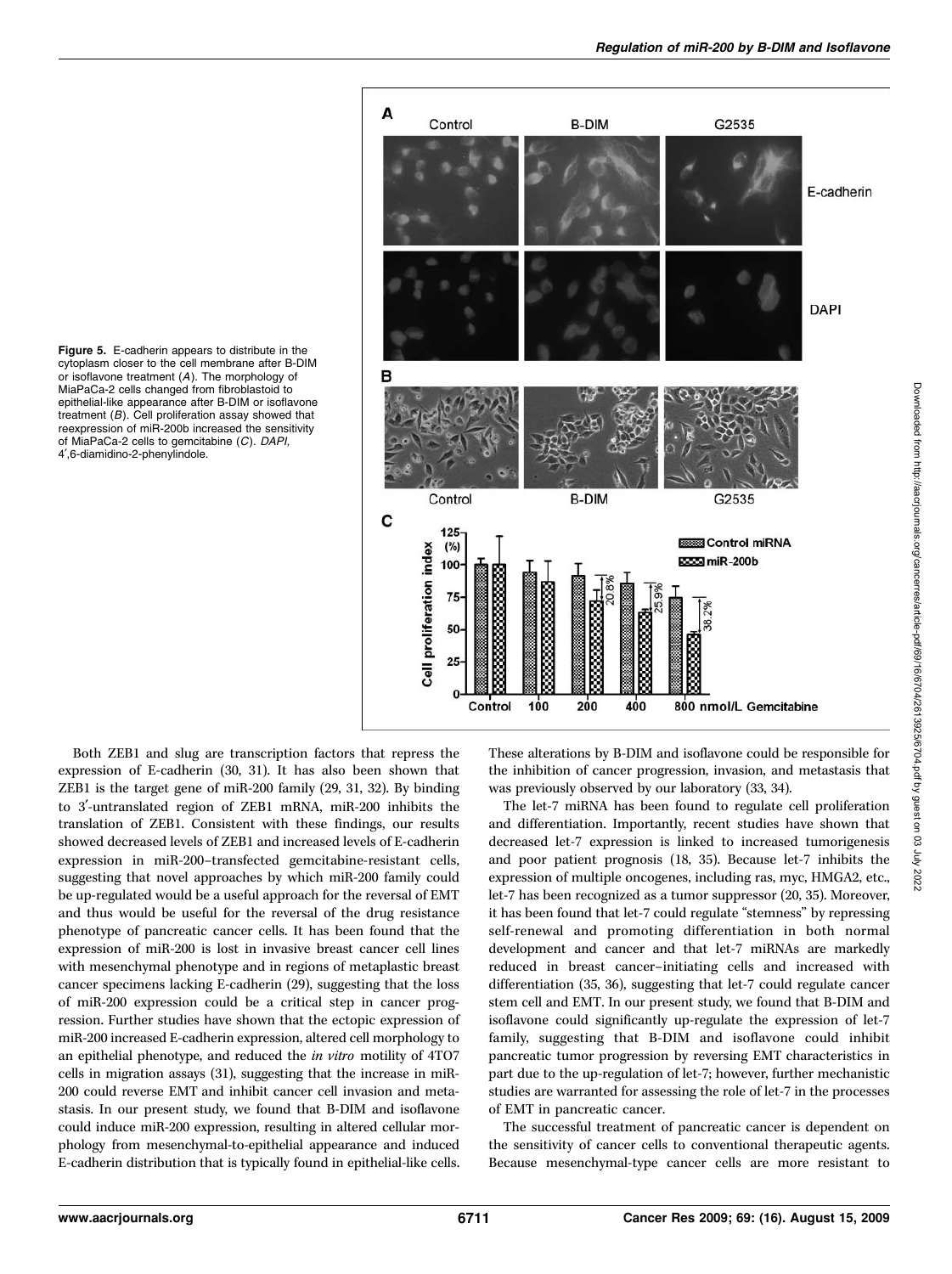**Figure 5.** E-cadherin appears to distribute in the cytoplasm closer to the cell membrane after B-DIM or isoflavone treatment (*A*). The morphology of MiaPaCa-2 cells changed from fibroblastoid to epithelial-like appearance after B-DIM or isoflavone treatment (*B*). Cell proliferation assay showed that reexpression of miR-200b increased the sensitivity of MiaPaCa-2 cells to gemcitabine (*C*). *DAPI,* 4′,6-diamidino-2-phenylindole.

Both ZEB1 and slug are transcription factors that repress the expression of E-cadherin (30, 31). It has also been shown that ZEB1 is the target gene of miR-200 family (29, 31, 32). By binding to 3′-untranslated region of ZEB1 mRNA, miR-200 inhibits the translation of ZEB1. Consistent with these findings, our results showed decreased levels of ZEB1 and increased levels of E-cadherin expression in miR-200–transfected gemcitabine-resistant cells, suggesting that novel approaches by which miR-200 family could be up-regulated would be a useful approach for the reversal of EMT and thus would be useful for the reversal of the drug resistance phenotype of pancreatic cancer cells. It has been found that the expression of miR-200 is lost in invasive breast cancer cell lines with mesenchymal phenotype and in regions of metaplastic breast cancer specimens lacking E-cadherin (29), suggesting that the loss of miR-200 expression could be a critical step in cancer progression. Further studies have shown that the ectopic expression of miR-200 increased E-cadherin expression, altered cell morphology to an epithelial phenotype, and reduced the *in vitro* motility of 4TO7 cells in migration assays (31), suggesting that the increase in miR-200 could reverse EMT and inhibit cancer cell invasion and metastasis. In our present study, we found that B-DIM and isoflavone could induce miR-200 expression, resulting in altered cellular morphology from mesenchymal-to-epithelial appearance and induced E-cadherin distribution that is typically found in epithelial-like cells. These alterations by B-DIM and isoflavone could be responsible for the inhibition of cancer progression, invasion, and metastasis that was previously observed by our laboratory (33, 34).

The let-7 miRNA has been found to regulate cell proliferation and differentiation. Importantly, recent studies have shown that decreased let-7 expression is linked to increased tumorigenesis and poor patient prognosis (18, 35). Because let-7 inhibits the expression of multiple oncogenes, including ras, myc, HMGA2, etc., let-7 has been recognized as a tumor suppressor (20, 35). Moreover, it has been found that let-7 could regulate "stemness" by repressing self-renewal and promoting differentiation in both normal development and cancer and that let-7 miRNAs are markedly reduced in breast cancer–initiating cells and increased with differentiation (35, 36), suggesting that let-7 could regulate cancer stem cell and EMT. In our present study, we found that B-DIM and isoflavone could significantly up-regulate the expression of let-7 family, suggesting that B-DIM and isoflavone could inhibit pancreatic tumor progression by reversing EMT characteristics in part due to the up-regulation of let-7; however, further mechanistic studies are warranted for assessing the role of let-7 in the processes of EMT in pancreatic cancer.

The successful treatment of pancreatic cancer is dependent on the sensitivity of cancer cells to conventional therapeutic agents. Because mesenchymal-type cancer cells are more resistant to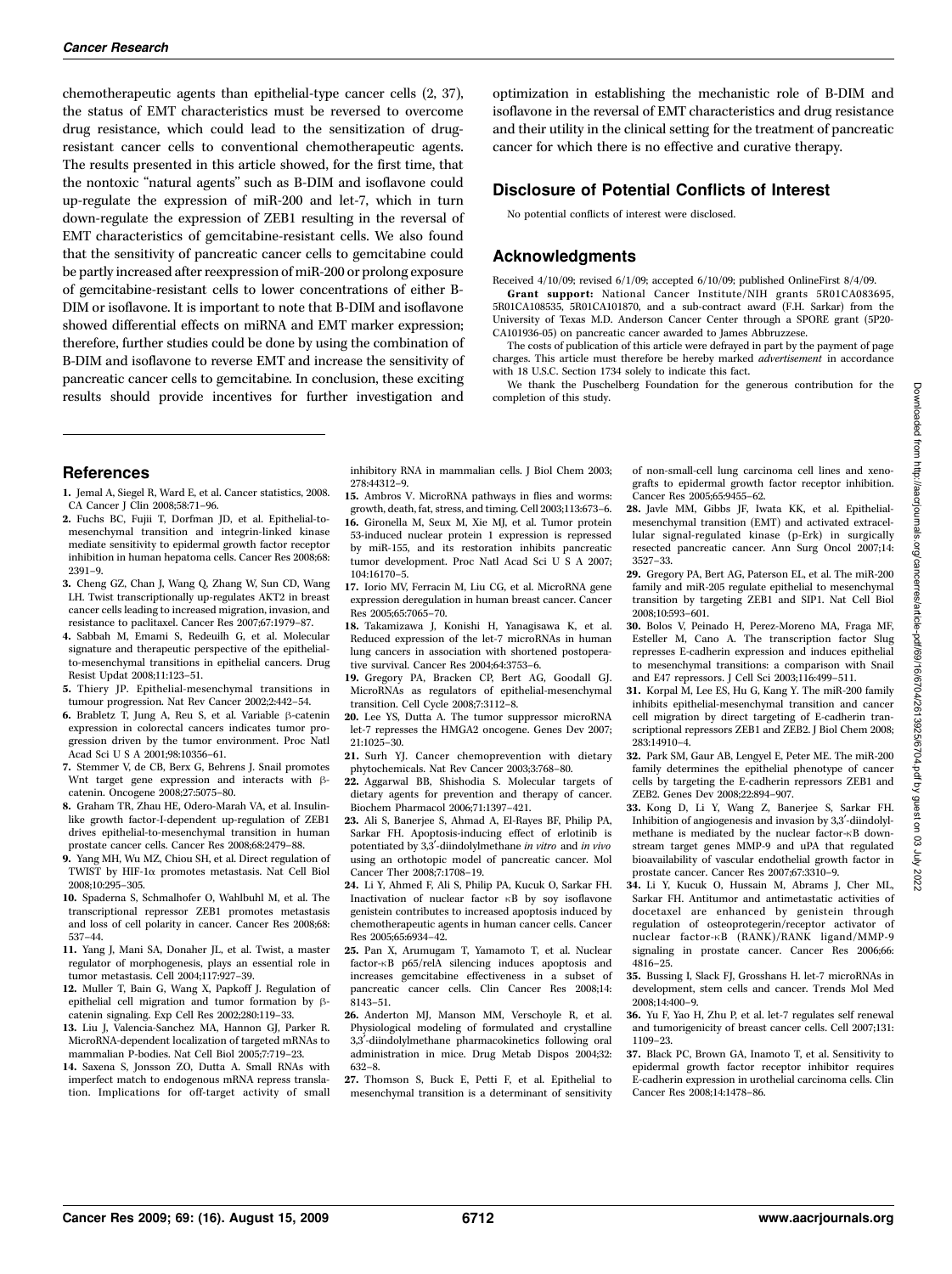chemotherapeutic agents than epithelial-type cancer cells (2, 37), the status of EMT characteristics must be reversed to overcome drug resistance, which could lead to the sensitization of drug-resistant cancer cells to conventional chemotherapeutic agents. The results presented in this article showed, for the first time, that the nontoxic "natural agents" such as B-DIM and isoflavone could up-regulate the expression of miR-200 and let-7, which in turn down-regulate the expression of ZEB1 resulting in the reversal of EMT characteristics of gemcitabine-resistant cells. We also found that the sensitivity of pancreatic cancer cells to gemcitabine could be partly increased after reexpression of miR-200 or prolong exposure of gemcitabine-resistant cells to lower concentrations of either B-DIM or isoflavone. It is important to note that B-DIM and isoflavone showed differential effects on miRNA and EMT marker expression; therefore, further studies could be done by using the combination of B-DIM and isoflavone to reverse EMT and increase the sensitivity of pancreatic cancer cells to gemcitabine. In conclusion, these exciting results should provide incentives for further investigation and optimization in establishing the mechanistic role of B-DIM and isoflavone in the reversal of EMT characteristics and drug resistance and their utility in the clinical setting for the treatment of pancreatic cancer for which there is no effective and curative therapy.

## Disclosure of Potential Conflicts of Interest

No potential conflicts of interest were disclosed.

## Acknowledgments

Received 4/10/09; revised 6/1/09; accepted 6/10/09; published OnlineFirst 8/4/09.

**Grant support:** National Cancer Institute/NIH grants 5R01CA083695, 5R01CA108535, 5R01CA101870, and a sub-contract award (F.H. Sarkar) from the University of Texas M.D. Anderson Cancer Center through a SPORE grant (5P20-CA101936-05) on pancreatic cancer awarded to James Abbruzzese.

The costs of publication of this article were defrayed in part by the payment of page charges. This article must therefore be hereby marked *advertisement* in accordance with 18 U.S.C. Section 1734 solely to indicate this fact.

We thank the Puschelberg Foundation for the generous contribution for the completion of this study.

## References

1. Jemal A, Siegel R, Ward E, et al. Cancer statistics, 2008. CA Cancer J Clin 2008;58:71–96.
2. Fuchs BC, Fujii T, Dorfman JD, et al. Epithelial-to-mesenchymal transition and integrin-linked kinase mediate sensitivity to epidermal growth factor receptor inhibition in human hepatoma cells. Cancer Res 2008;68:2391–9.
3. Cheng GZ, Chan J, Wang Q, Zhang W, Sun CD, Wang LH. Twist transcriptionally up-regulates AKT2 in breast cancer cells leading to increased migration, invasion, and resistance to paclitaxel. Cancer Res 2007;67:1979–87.
4. Sabbah M, Emami S, Redeuilh G, et al. Molecular signature and therapeutic perspective of the epithelial-to-mesenchymal transitions in epithelial cancers. Drug Resist Updat 2008;11:123–51.
5. Thiery JP. Epithelial-mesenchymal transitions in tumour progression. Nat Rev Cancer 2002;2:442–54.
6. Brabletz T, Jung A, Reu S, et al. Variable β-catenin expression in colorectal cancers indicates tumor progression driven by the tumor environment. Proc Natl Acad Sci U S A 2001;98:10356–61.
7. Stemmer V, de CB, Berx G, Behrens J. Snail promotes Wnt target gene expression and interacts with β-catenin. Oncogene 2008;27:5075–80.
8. Graham TR, Zhau HE, Odero-Marah VA, et al. Insulin-like growth factor-I-dependent up-regulation of ZEB1 drives epithelial-to-mesenchymal transition in human prostate cancer cells. Cancer Res 2008;68:2479–88.
9. Yang MH, Wu MZ, Chiou SH, et al. Direct regulation of TWIST by HIF-1α promotes metastasis. Nat Cell Biol 2008;10:295–305.
10. Spaderna S, Schmalhofer O, Wahlbuhl M, et al. The transcriptional repressor ZEB1 promotes metastasis and loss of cell polarity in cancer. Cancer Res 2008;68:537–44.
11. Yang J, Mani SA, Donaher JL, et al. Twist, a master regulator of morphogenesis, plays an essential role in tumor metastasis. Cell 2004;117:927–39.
12. Muller T, Bain G, Wang X, Papkoff J. Regulation of epithelial cell migration and tumor formation by β-catenin signaling. Exp Cell Res 2002;280:119–33.
13. Liu J, Valencia-Sanchez MA, Hannon GJ, Parker R. MicroRNA-dependent localization of targeted mRNAs to mammalian P-bodies. Nat Cell Biol 2005;7:719–23.
14. Saxena S, Jonsson ZO, Dutta A. Small RNAs with imperfect match to endogenous mRNA repress translation. Implications for off-target activity of small inhibitory RNA in mammalian cells. J Biol Chem 2003;278:44312–9.
15. Ambros V. MicroRNA pathways in flies and worms: growth, death, fat, stress, and timing. Cell 2003;113:673–6.
16. Gironella M, Seux M, Xie MJ, et al. Tumor protein 53-induced nuclear protein 1 expression is repressed by miR-155, and its restoration inhibits pancreatic tumor development. Proc Natl Acad Sci U S A 2007;104:16170–5.
17. Iorio MV, Ferracin M, Liu CG, et al. MicroRNA gene expression deregulation in human breast cancer. Cancer Res 2005;65:7065–70.
18. Takamizawa J, Konishi H, Yanagisawa K, et al. Reduced expression of the let-7 microRNAs in human lung cancers in association with shortened postoperative survival. Cancer Res 2004;64:3753–6.
19. Gregory PA, Bracken CP, Bert AG, Goodall GJ. MicroRNAs as regulators of epithelial-mesenchymal transition. Cell Cycle 2008;7:3112–8.
20. Lee YS, Dutta A. The tumor suppressor microRNA let-7 represses the HMGA2 oncogene. Genes Dev 2007;21:1025–30.
21. Surh YJ. Cancer chemoprevention with dietary phytochemicals. Nat Rev Cancer 2003;3:768–80.
22. Aggarwal BB, Shishodia S. Molecular targets of dietary agents for prevention and therapy of cancer. Biochem Pharmacol 2006;71:1397–421.
23. Ali S, Banerjee S, Ahmad A, El-Rayes BF, Philip PA, Sarkar FH. Apoptosis-inducing effect of erlotinib is potentiated by 3,3′-diindolylmethane *in vitro* and *in vivo* using an orthotopic model of pancreatic cancer. Mol Cancer Ther 2008;7:1708–19.
24. Li Y, Ahmed F, Ali S, Philip PA, Kucuk O, Sarkar FH. Inactivation of nuclear factor κB by soy isoflavone genistein contributes to increased apoptosis induced by chemotherapeutic agents in human cancer cells. Cancer Res 2005;65:6934–42.
25. Pan X, Arumugam T, Yamamoto T, et al. Nuclear factor-κB p65/relA silencing induces apoptosis and increases gemcitabine effectiveness in a subset of pancreatic cancer cells. Clin Cancer Res 2008;14:8143–51.
26. Anderton MJ, Manson MM, Verschoyle R, et al. Physiological modeling of formulated and crystalline 3,3′-diindolylmethane pharmacokinetics following oral administration in mice. Drug Metab Dispos 2004;32:632–8.
27. Thomson S, Buck E, Petti F, et al. Epithelial to mesenchymal transition is a determinant of sensitivity of non-small-cell lung carcinoma cell lines and xenografts to epidermal growth factor receptor inhibition. Cancer Res 2005;65:9455–62.
28. Javle MM, Gibbs JF, Iwata KK, et al. Epithelial-mesenchymal transition (EMT) and activated extracellular signal-regulated kinase (p-Erk) in surgically resected pancreatic cancer. Ann Surg Oncol 2007;14:3527–33.
29. Gregory PA, Bert AG, Paterson EL, et al. The miR-200 family and miR-205 regulate epithelial to mesenchymal transition by targeting ZEB1 and SIP1. Nat Cell Biol 2008;10:593–601.
30. Bolos V, Peinado H, Perez-Moreno MA, Fraga MF, Esteller M, Cano A. The transcription factor Slug represses E-cadherin expression and induces epithelial to mesenchymal transitions: a comparison with Snail and E47 repressors. J Cell Sci 2003;116:499–511.
31. Korpal M, Lee ES, Hu G, Kang Y. The miR-200 family inhibits epithelial-mesenchymal transition and cancer cell migration by direct targeting of E-cadherin transcriptional repressors ZEB1 and ZEB2. J Biol Chem 2008;283:14910–4.
32. Park SM, Gaur AB, Lengyel E, Peter ME. The miR-200 family determines the epithelial phenotype of cancer cells by targeting the E-cadherin repressors ZEB1 and ZEB2. Genes Dev 2008;22:894–907.
33. Kong D, Li Y, Wang Z, Banerjee S, Sarkar FH. Inhibition of angiogenesis and invasion by 3,3′-diindolylmethane is mediated by the nuclear factor-κB downstream target genes MMP-9 and uPA that regulated bioavailability of vascular endothelial growth factor in prostate cancer. Cancer Res 2007;67:3310–9.
34. Li Y, Kucuk O, Hussain M, Abrams J, Cher ML, Sarkar FH. Antitumor and antimetastatic activities of docetaxel are enhanced by genistein through regulation of osteoprotegerin/receptor activator of nuclear factor-κB (RANK)/RANK ligand/MMP-9 signaling in prostate cancer. Cancer Res 2006;66:4816–25.
35. Bussing I, Slack FJ, Grosshans H. let-7 microRNAs in development, stem cells and cancer. Trends Mol Med 2008;14:400–9.
36. Yu F, Yao H, Zhu P, et al. let-7 regulates self renewal and tumorigenicity of breast cancer cells. Cell 2007;131:1109–23.
37. Black PC, Brown GA, Inamoto T, et al. Sensitivity to epidermal growth factor receptor inhibitor requires E-cadherin expression in urothelial carcinoma cells. Clin Cancer Res 2008;14:1478–86.